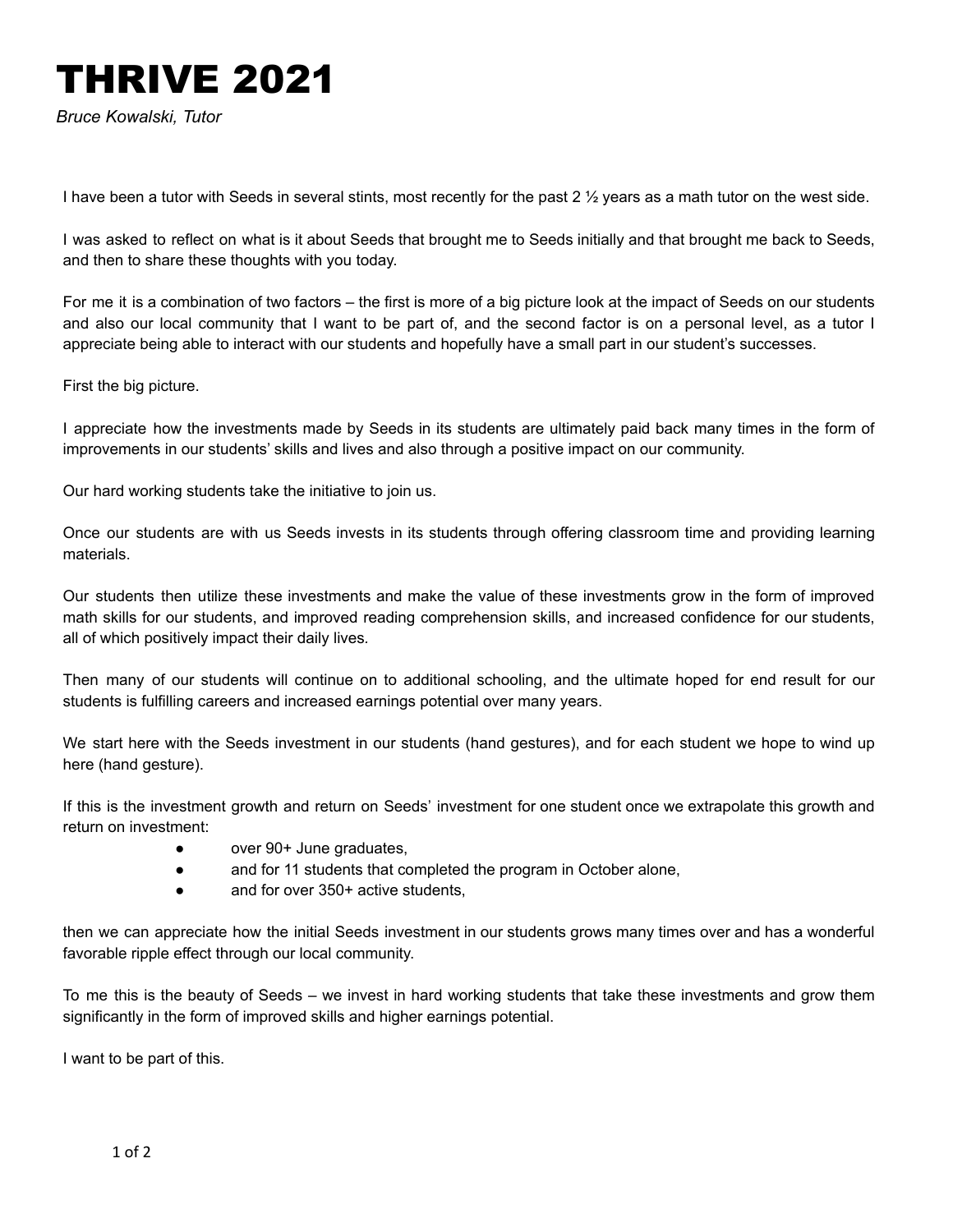# THRIVE 2021

*Bruce Kowalski, Tutor*

I have been a tutor with Seeds in several stints, most recently for the past 2 ½ years as a math tutor on the west side.

I was asked to reflect on what is it about Seeds that brought me to Seeds initially and that brought me back to Seeds, and then to share these thoughts with you today.

For me it is a combination of two factors – the first is more of a big picture look at the impact of Seeds on our students and also our local community that I want to be part of, and the second factor is on a personal level, as a tutor I appreciate being able to interact with our students and hopefully have a small part in our student's successes.

First the big picture.

I appreciate how the investments made by Seeds in its students are ultimately paid back many times in the form of improvements in our students' skills and lives and also through a positive impact on our community.

Our hard working students take the initiative to join us.

Once our students are with us Seeds invests in its students through offering classroom time and providing learning materials.

Our students then utilize these investments and make the value of these investments grow in the form of improved math skills for our students, and improved reading comprehension skills, and increased confidence for our students, all of which positively impact their daily lives.

Then many of our students will continue on to additional schooling, and the ultimate hoped for end result for our students is fulfilling careers and increased earnings potential over many years.

We start here with the Seeds investment in our students (hand gestures), and for each student we hope to wind up here (hand gesture).

If this is the investment growth and return on Seeds' investment for one student once we extrapolate this growth and return on investment:

- over 90+ June graduates,
- and for 11 students that completed the program in October alone,
- and for over 350+ active students,

then we can appreciate how the initial Seeds investment in our students grows many times over and has a wonderful favorable ripple effect through our local community.

To me this is the beauty of Seeds – we invest in hard working students that take these investments and grow them significantly in the form of improved skills and higher earnings potential.

I want to be part of this.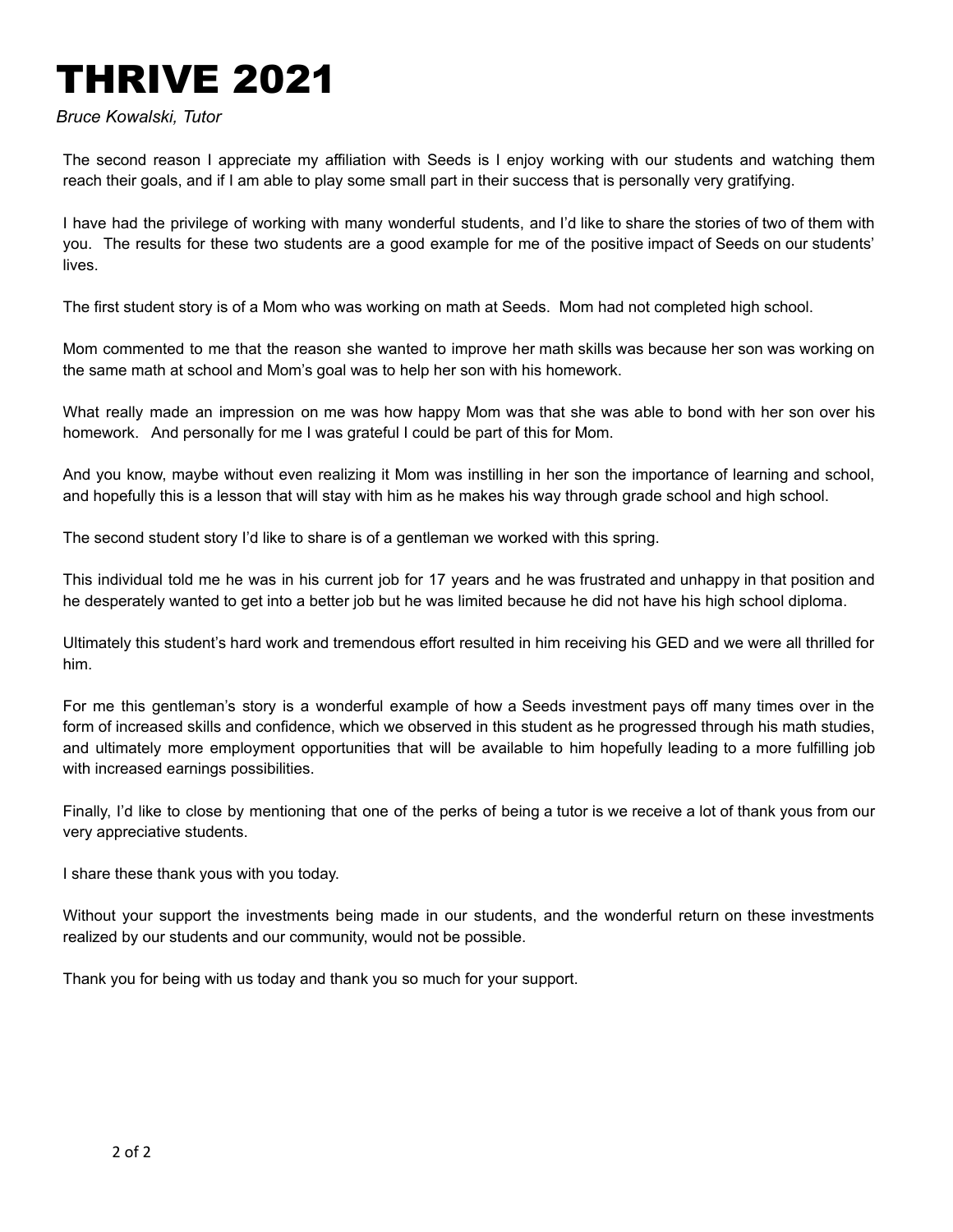# THRIVE 2021

*Bruce Kowalski, Tutor*

The second reason I appreciate my affiliation with Seeds is I enjoy working with our students and watching them reach their goals, and if I am able to play some small part in their success that is personally very gratifying.

I have had the privilege of working with many wonderful students, and I'd like to share the stories of two of them with you. The results for these two students are a good example for me of the positive impact of Seeds on our students' lives.

The first student story is of a Mom who was working on math at Seeds. Mom had not completed high school.

Mom commented to me that the reason she wanted to improve her math skills was because her son was working on the same math at school and Mom's goal was to help her son with his homework.

What really made an impression on me was how happy Mom was that she was able to bond with her son over his homework. And personally for me I was grateful I could be part of this for Mom.

And you know, maybe without even realizing it Mom was instilling in her son the importance of learning and school, and hopefully this is a lesson that will stay with him as he makes his way through grade school and high school.

The second student story I'd like to share is of a gentleman we worked with this spring.

This individual told me he was in his current job for 17 years and he was frustrated and unhappy in that position and he desperately wanted to get into a better job but he was limited because he did not have his high school diploma.

Ultimately this student's hard work and tremendous effort resulted in him receiving his GED and we were all thrilled for him.

For me this gentleman's story is a wonderful example of how a Seeds investment pays off many times over in the form of increased skills and confidence, which we observed in this student as he progressed through his math studies, and ultimately more employment opportunities that will be available to him hopefully leading to a more fulfilling job with increased earnings possibilities.

Finally, I'd like to close by mentioning that one of the perks of being a tutor is we receive a lot of thank yous from our very appreciative students.

I share these thank yous with you today.

Without your support the investments being made in our students, and the wonderful return on these investments realized by our students and our community, would not be possible.

Thank you for being with us today and thank you so much for your support.